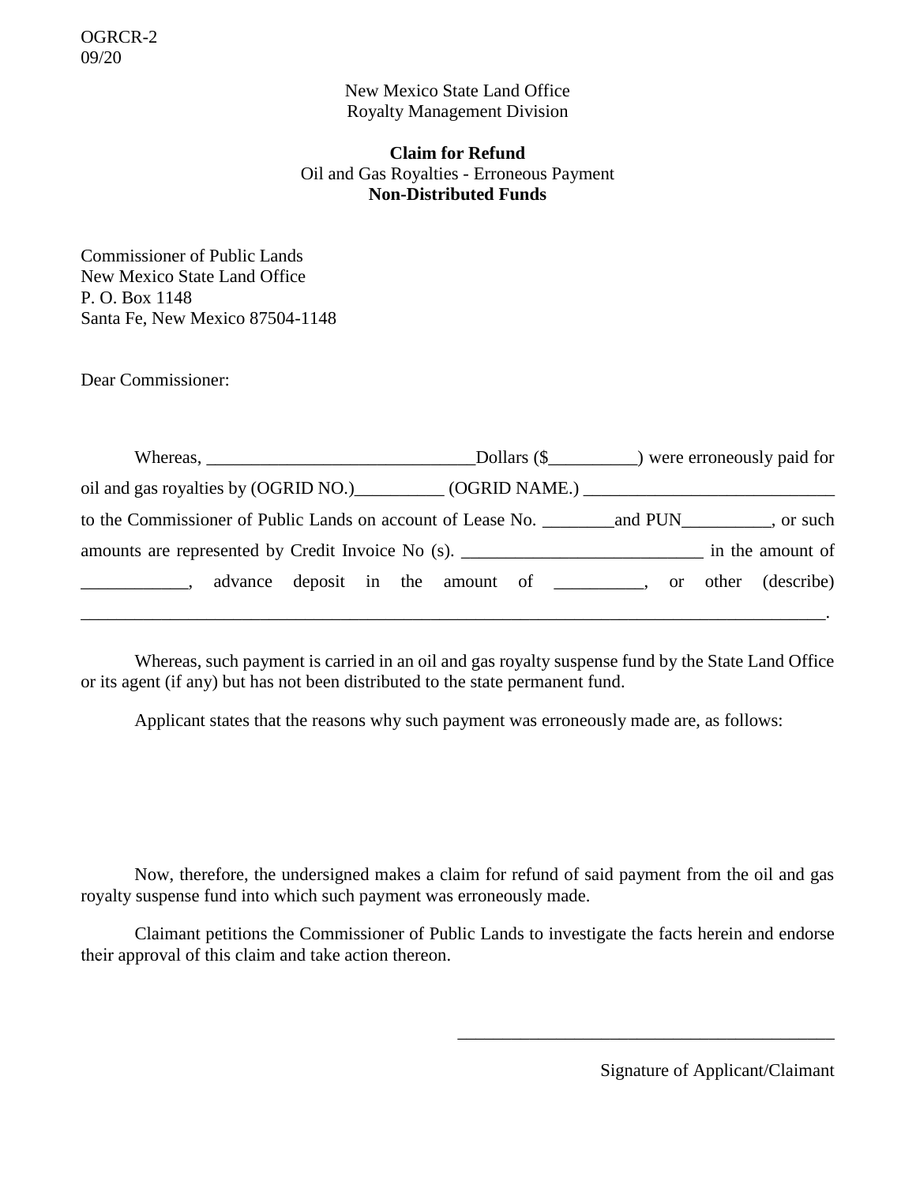OGRCR-2
09/20

New Mexico State Land Office
Royalty Management Division

**Claim for Refund**
Oil and Gas Royalties - Erroneous Payment
**Non-Distributed Funds**

Commissioner of Public Lands
New Mexico State Land Office
P. O. Box 1148
Santa Fe, New Mexico 87504-1148

Dear Commissioner:

Whereas, ______________________________Dollars ($__________) were erroneously paid for oil and gas royalties by (OGRID NO.)__________ (OGRID NAME.) ____________________________ to the Commissioner of Public Lands on account of Lease No. ________and PUN__________, or such amounts are represented by Credit Invoice No (s). ___________________________ in the amount of ____________, advance deposit in the amount of __________, or other (describe) ____________________________________________________________________________________.

Whereas, such payment is carried in an oil and gas royalty suspense fund by the State Land Office or its agent (if any) but has not been distributed to the state permanent fund.

Applicant states that the reasons why such payment was erroneously made are, as follows:

Now, therefore, the undersigned makes a claim for refund of said payment from the oil and gas royalty suspense fund into which such payment was erroneously made.

Claimant petitions the Commissioner of Public Lands to investigate the facts herein and endorse their approval of this claim and take action thereon.

__________________________________________
Signature of Applicant/Claimant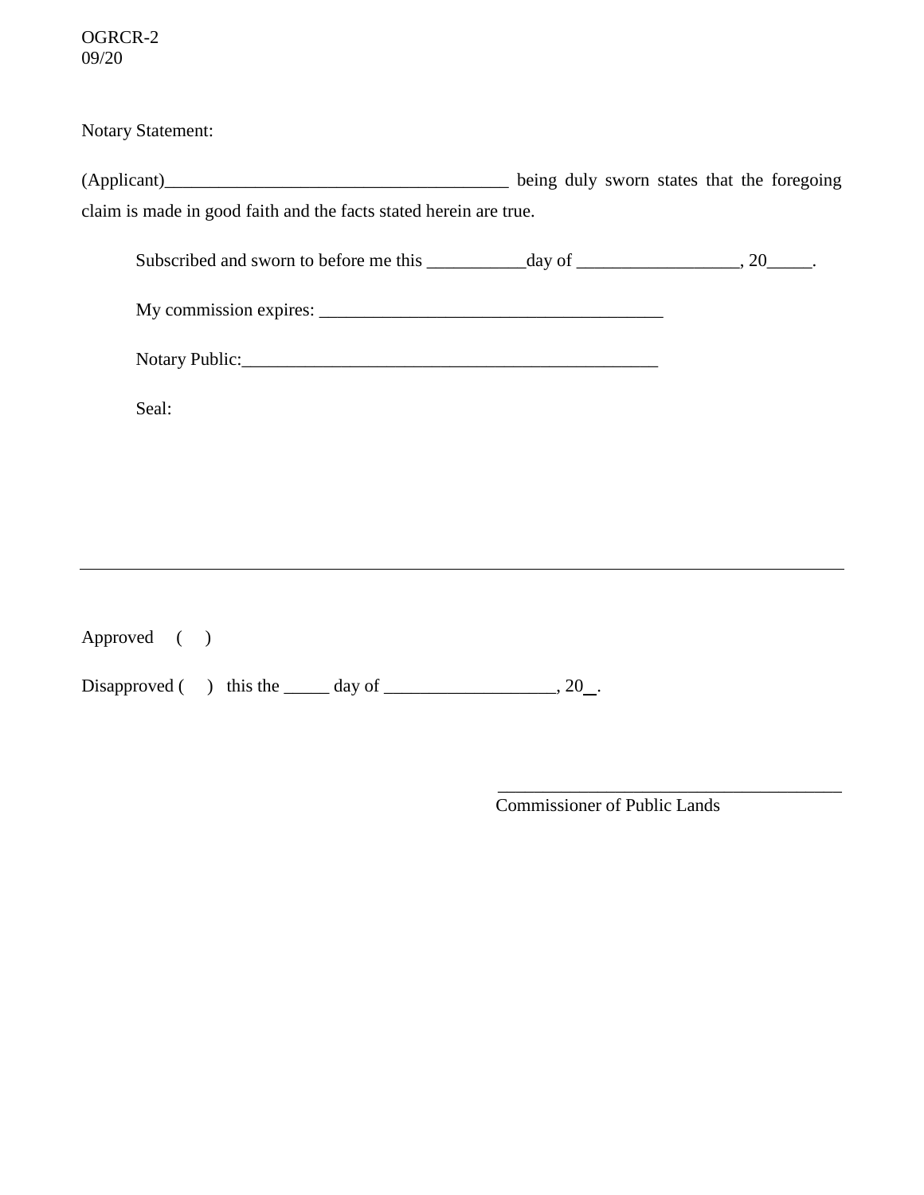OGRCR-2
09/20

Notary Statement:

(Applicant)______________________________________ being duly sworn states that the foregoing claim is made in good faith and the facts stated herein are true.

Subscribed and sworn to before me this ___________day of __________________, 20_____.

My commission expires: ______________________________________

Notary Public:______________________________________________

Seal:

---

Approved ( )

Disapproved ( ) this the _____ day of ___________________, 20__.

_______________________________________
Commissioner of Public Lands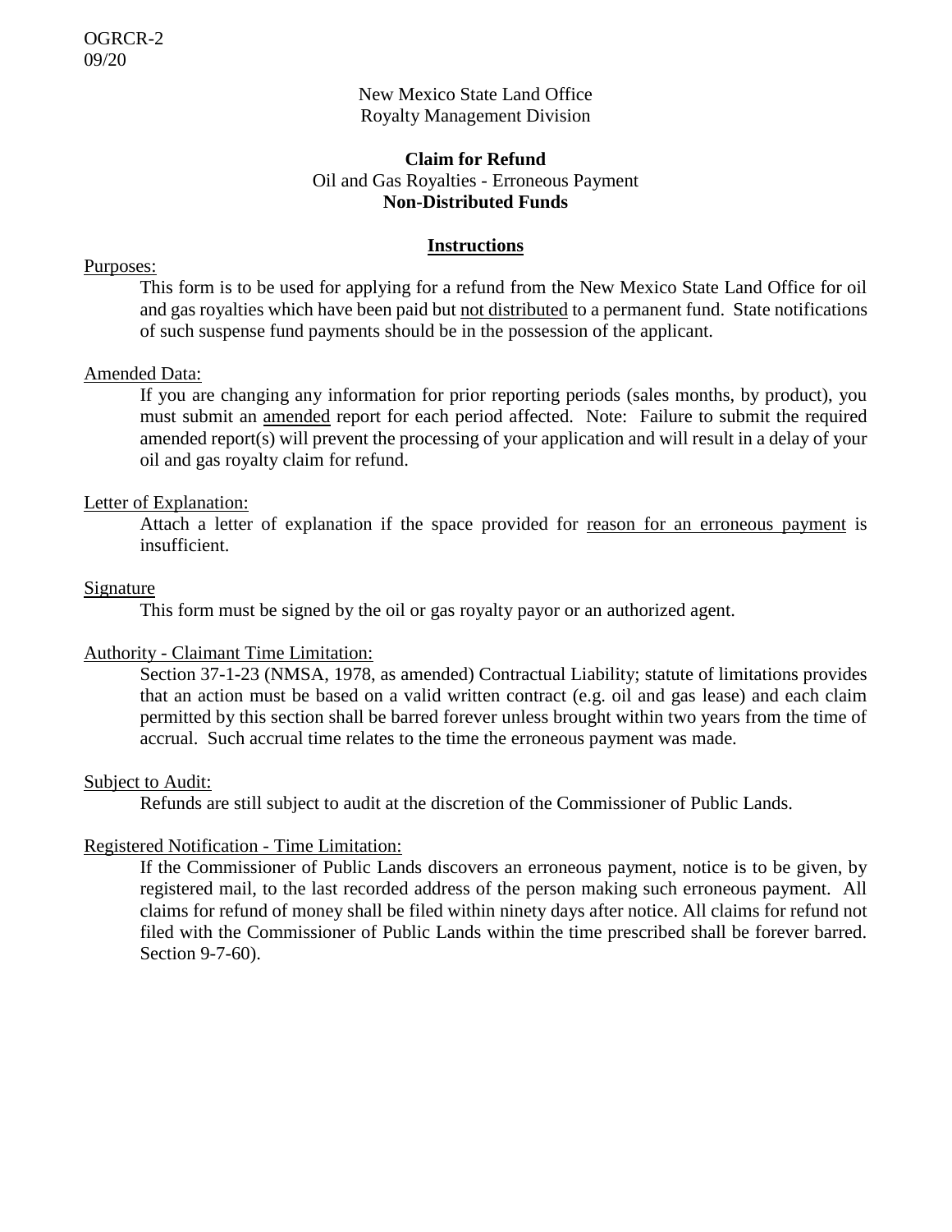OGRCR-2
09/20

New Mexico State Land Office
Royalty Management Division

**Claim for Refund**
Oil and Gas Royalties - Erroneous Payment
**Non-Distributed Funds**

## Instructions

Purposes:

This form is to be used for applying for a refund from the New Mexico State Land Office for oil and gas royalties which have been paid but not distributed to a permanent fund. State notifications of such suspense fund payments should be in the possession of the applicant.

Amended Data:

If you are changing any information for prior reporting periods (sales months, by product), you must submit an amended report for each period affected. Note: Failure to submit the required amended report(s) will prevent the processing of your application and will result in a delay of your oil and gas royalty claim for refund.

Letter of Explanation:

Attach a letter of explanation if the space provided for reason for an erroneous payment is insufficient.

Signature

This form must be signed by the oil or gas royalty payor or an authorized agent.

Authority - Claimant Time Limitation:

Section 37-1-23 (NMSA, 1978, as amended) Contractual Liability; statute of limitations provides that an action must be based on a valid written contract (e.g. oil and gas lease) and each claim permitted by this section shall be barred forever unless brought within two years from the time of accrual. Such accrual time relates to the time the erroneous payment was made.

Subject to Audit:

Refunds are still subject to audit at the discretion of the Commissioner of Public Lands.

Registered Notification - Time Limitation:

If the Commissioner of Public Lands discovers an erroneous payment, notice is to be given, by registered mail, to the last recorded address of the person making such erroneous payment. All claims for refund of money shall be filed within ninety days after notice. All claims for refund not filed with the Commissioner of Public Lands within the time prescribed shall be forever barred. Section 9-7-60).